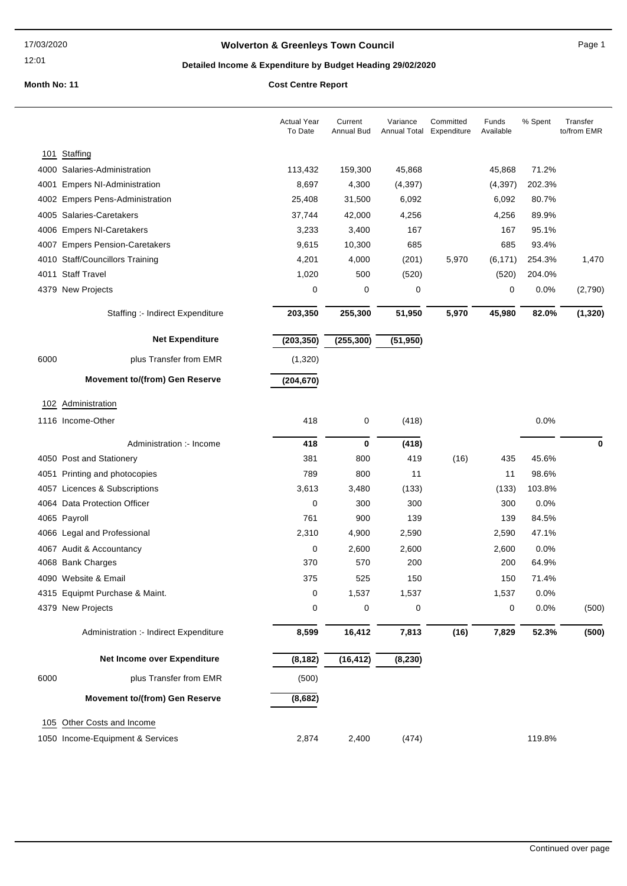17/03/2020

12:01

# Wolverton & Greenleys Town Council

## Detailed Income & Expenditure by Budget Heading 29/02/2020

**Month No: 11** **Cost Centre Report**

| | Actual Year To Date | Current Annual Bud | Variance Annual Total | Committed Expenditure | Funds Available | % Spent | Transfer to/from EMR |
|---|---|---|---|---|---|---|---|
| **101 Staffing** | | | | | | | |
| 4000 Salaries-Administration | 113,432 | 159,300 | 45,868 | | 45,868 | 71.2% | |
| 4001 Empers NI-Administration | 8,697 | 4,300 | (4,397) | | (4,397) | 202.3% | |
| 4002 Empers Pens-Administration | 25,408 | 31,500 | 6,092 | | 6,092 | 80.7% | |
| 4005 Salaries-Caretakers | 37,744 | 42,000 | 4,256 | | 4,256 | 89.9% | |
| 4006 Empers NI-Caretakers | 3,233 | 3,400 | 167 | | 167 | 95.1% | |
| 4007 Empers Pension-Caretakers | 9,615 | 10,300 | 685 | | 685 | 93.4% | |
| 4010 Staff/Councillors Training | 4,201 | 4,000 | (201) | 5,970 | (6,171) | 254.3% | 1,470 |
| 4011 Staff Travel | 1,020 | 500 | (520) | | (520) | 204.0% | |
| 4379 New Projects | 0 | 0 | 0 | | 0 | 0.0% | (2,790) |
| Staffing :- Indirect Expenditure | **203,350** | **255,300** | **51,950** | **5,970** | **45,980** | **82.0%** | **(1,320)** |
| **Net Expenditure** | **(203,350)** | **(255,300)** | **(51,950)** | | | | |
| 6000 plus Transfer from EMR | (1,320) | | | | | | |
| **Movement to/(from) Gen Reserve** | **(204,670)** | | | | | | |
| **102 Administration** | | | | | | | |
| 1116 Income-Other | 418 | 0 | (418) | | | 0.0% | |
| Administration :- Income | **418** | **0** | **(418)** | | | | **0** |
| 4050 Post and Stationery | 381 | 800 | 419 | (16) | 435 | 45.6% | |
| 4051 Printing and photocopies | 789 | 800 | 11 | | 11 | 98.6% | |
| 4057 Licences & Subscriptions | 3,613 | 3,480 | (133) | | (133) | 103.8% | |
| 4064 Data Protection Officer | 0 | 300 | 300 | | 300 | 0.0% | |
| 4065 Payroll | 761 | 900 | 139 | | 139 | 84.5% | |
| 4066 Legal and Professional | 2,310 | 4,900 | 2,590 | | 2,590 | 47.1% | |
| 4067 Audit & Accountancy | 0 | 2,600 | 2,600 | | 2,600 | 0.0% | |
| 4068 Bank Charges | 370 | 570 | 200 | | 200 | 64.9% | |
| 4090 Website & Email | 375 | 525 | 150 | | 150 | 71.4% | |
| 4315 Equipmt Purchase & Maint. | 0 | 1,537 | 1,537 | | 1,537 | 0.0% | |
| 4379 New Projects | 0 | 0 | 0 | | 0 | 0.0% | (500) |
| Administration :- Indirect Expenditure | **8,599** | **16,412** | **7,813** | **(16)** | **7,829** | **52.3%** | **(500)** |
| **Net Income over Expenditure** | **(8,182)** | **(16,412)** | **(8,230)** | | | | |
| 6000 plus Transfer from EMR | (500) | | | | | | |
| **Movement to/(from) Gen Reserve** | **(8,682)** | | | | | | |
| **105 Other Costs and Income** | | | | | | | |
| 1050 Income-Equipment & Services | 2,874 | 2,400 | (474) | | | 119.8% | |

Continued over page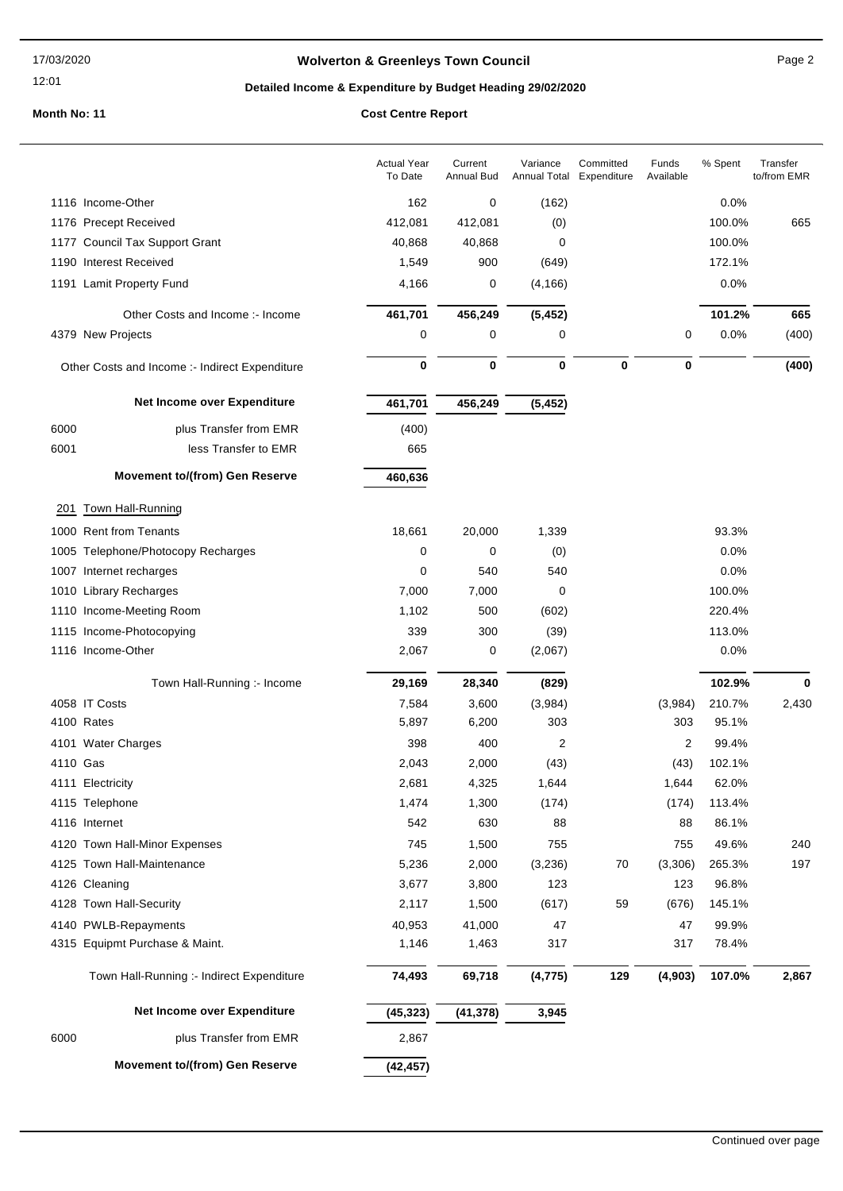**Wolverton & Greenleys Town Council**

**Detailed Income & Expenditure by Budget Heading 29/02/2020**

**Month No: 11** **Cost Centre Report**

| | Actual Year To Date | Current Annual Bud | Variance Annual Total | Committed Expenditure | Funds Available | % Spent | Transfer to/from EMR |
|---|---|---|---|---|---|---|---|
| 1116 Income-Other | 162 | 0 | (162) | | | 0.0% | |
| 1176 Precept Received | 412,081 | 412,081 | (0) | | | 100.0% | 665 |
| 1177 Council Tax Support Grant | 40,868 | 40,868 | 0 | | | 100.0% | |
| 1190 Interest Received | 1,549 | 900 | (649) | | | 172.1% | |
| 1191 Lamit Property Fund | 4,166 | 0 | (4,166) | | | 0.0% | |
| Other Costs and Income :- Income | **461,701** | **456,249** | **(5,452)** | | | **101.2%** | **665** |
| 4379 New Projects | 0 | 0 | 0 | | 0 | 0.0% | (400) |
| Other Costs and Income :- Indirect Expenditure | **0** | **0** | **0** | **0** | **0** | | **(400)** |
| **Net Income over Expenditure** | **461,701** | **456,249** | **(5,452)** | | | | |
| 6000 plus Transfer from EMR | (400) | | | | | | |
| 6001 less Transfer to EMR | 665 | | | | | | |
| **Movement to/(from) Gen Reserve** | **460,636** | | | | | | |
| **201 Town Hall-Running** | | | | | | | |
| 1000 Rent from Tenants | 18,661 | 20,000 | 1,339 | | | 93.3% | |
| 1005 Telephone/Photocopy Recharges | 0 | 0 | (0) | | | 0.0% | |
| 1007 Internet recharges | 0 | 540 | 540 | | | 0.0% | |
| 1010 Library Recharges | 7,000 | 7,000 | 0 | | | 100.0% | |
| 1110 Income-Meeting Room | 1,102 | 500 | (602) | | | 220.4% | |
| 1115 Income-Photocopying | 339 | 300 | (39) | | | 113.0% | |
| 1116 Income-Other | 2,067 | 0 | (2,067) | | | 0.0% | |
| Town Hall-Running :- Income | **29,169** | **28,340** | **(829)** | | | **102.9%** | **0** |
| 4058 IT Costs | 7,584 | 3,600 | (3,984) | | (3,984) | 210.7% | 2,430 |
| 4100 Rates | 5,897 | 6,200 | 303 | | 303 | 95.1% | |
| 4101 Water Charges | 398 | 400 | 2 | | 2 | 99.4% | |
| 4110 Gas | 2,043 | 2,000 | (43) | | (43) | 102.1% | |
| 4111 Electricity | 2,681 | 4,325 | 1,644 | | 1,644 | 62.0% | |
| 4115 Telephone | 1,474 | 1,300 | (174) | | (174) | 113.4% | |
| 4116 Internet | 542 | 630 | 88 | | 88 | 86.1% | |
| 4120 Town Hall-Minor Expenses | 745 | 1,500 | 755 | | 755 | 49.6% | 240 |
| 4125 Town Hall-Maintenance | 5,236 | 2,000 | (3,236) | 70 | (3,306) | 265.3% | 197 |
| 4126 Cleaning | 3,677 | 3,800 | 123 | | 123 | 96.8% | |
| 4128 Town Hall-Security | 2,117 | 1,500 | (617) | 59 | (676) | 145.1% | |
| 4140 PWLB-Repayments | 40,953 | 41,000 | 47 | | 47 | 99.9% | |
| 4315 Equipmt Purchase & Maint. | 1,146 | 1,463 | 317 | | 317 | 78.4% | |
| Town Hall-Running :- Indirect Expenditure | **74,493** | **69,718** | **(4,775)** | **129** | **(4,903)** | **107.0%** | **2,867** |
| **Net Income over Expenditure** | **(45,323)** | **(41,378)** | **3,945** | | | | |
| 6000 plus Transfer from EMR | 2,867 | | | | | | |
| **Movement to/(from) Gen Reserve** | **(42,457)** | | | | | | |

Continued over page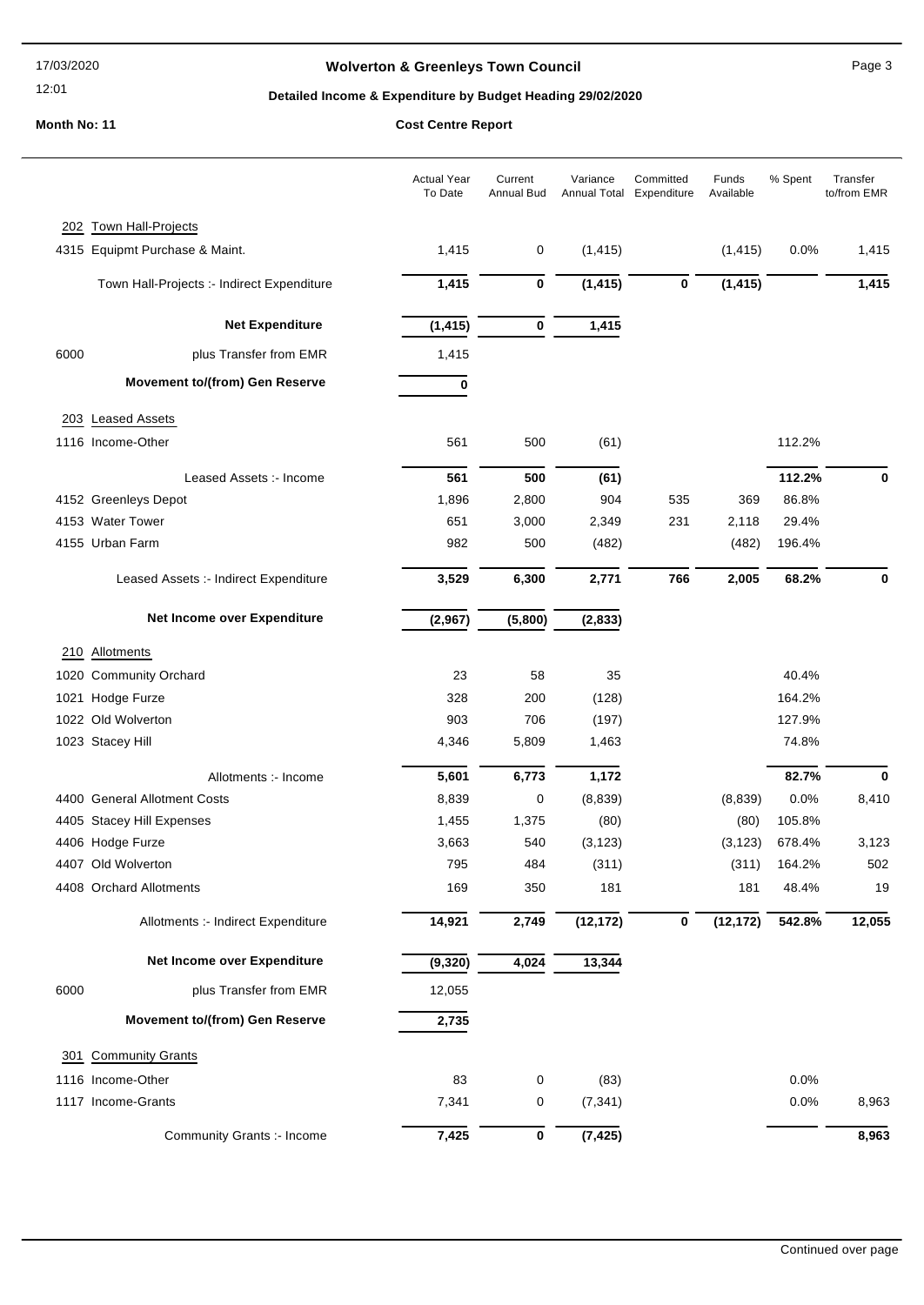# Wolverton & Greenleys Town Council

## Detailed Income & Expenditure by Budget Heading 29/02/2020

**Month No: 11** **Cost Centre Report**

| | Actual Year To Date | Current Annual Bud | Variance Annual Total | Committed Expenditure | Funds Available | % Spent | Transfer to/from EMR |
|---|---|---|---|---|---|---|---|
| **202 Town Hall-Projects** | | | | | | | |
| 4315 Equipmt Purchase & Maint. | 1,415 | 0 | (1,415) | | (1,415) | 0.0% | 1,415 |
| Town Hall-Projects :- Indirect Expenditure | **1,415** | **0** | **(1,415)** | **0** | **(1,415)** | | **1,415** |
| **Net Expenditure** | **(1,415)** | **0** | **1,415** | | | | |
| 6000 plus Transfer from EMR | 1,415 | | | | | | |
| **Movement to/(from) Gen Reserve** | **0** | | | | | | |
| **203 Leased Assets** | | | | | | | |
| 1116 Income-Other | 561 | 500 | (61) | | | 112.2% | |
| Leased Assets :- Income | **561** | **500** | **(61)** | | | **112.2%** | **0** |
| 4152 Greenleys Depot | 1,896 | 2,800 | 904 | 535 | 369 | 86.8% | |
| 4153 Water Tower | 651 | 3,000 | 2,349 | 231 | 2,118 | 29.4% | |
| 4155 Urban Farm | 982 | 500 | (482) | | (482) | 196.4% | |
| Leased Assets :- Indirect Expenditure | **3,529** | **6,300** | **2,771** | **766** | **2,005** | **68.2%** | **0** |
| **Net Income over Expenditure** | **(2,967)** | **(5,800)** | **(2,833)** | | | | |
| **210 Allotments** | | | | | | | |
| 1020 Community Orchard | 23 | 58 | 35 | | | 40.4% | |
| 1021 Hodge Furze | 328 | 200 | (128) | | | 164.2% | |
| 1022 Old Wolverton | 903 | 706 | (197) | | | 127.9% | |
| 1023 Stacey Hill | 4,346 | 5,809 | 1,463 | | | 74.8% | |
| Allotments :- Income | **5,601** | **6,773** | **1,172** | | | **82.7%** | **0** |
| 4400 General Allotment Costs | 8,839 | 0 | (8,839) | | (8,839) | 0.0% | 8,410 |
| 4405 Stacey Hill Expenses | 1,455 | 1,375 | (80) | | (80) | 105.8% | |
| 4406 Hodge Furze | 3,663 | 540 | (3,123) | | (3,123) | 678.4% | 3,123 |
| 4407 Old Wolverton | 795 | 484 | (311) | | (311) | 164.2% | 502 |
| 4408 Orchard Allotments | 169 | 350 | 181 | | 181 | 48.4% | 19 |
| Allotments :- Indirect Expenditure | **14,921** | **2,749** | **(12,172)** | **0** | **(12,172)** | **542.8%** | **12,055** |
| **Net Income over Expenditure** | **(9,320)** | **4,024** | **13,344** | | | | |
| 6000 plus Transfer from EMR | 12,055 | | | | | | |
| **Movement to/(from) Gen Reserve** | **2,735** | | | | | | |
| **301 Community Grants** | | | | | | | |
| 1116 Income-Other | 83 | 0 | (83) | | | 0.0% | |
| 1117 Income-Grants | 7,341 | 0 | (7,341) | | | 0.0% | 8,963 |
| Community Grants :- Income | **7,425** | **0** | **(7,425)** | | | | **8,963** |

Continued over page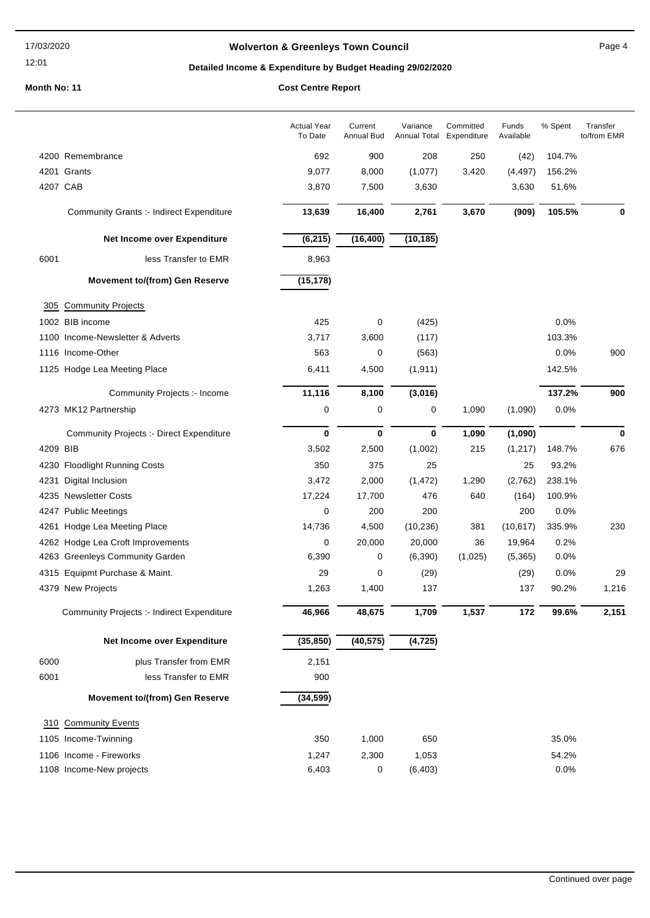17/03/2020

12:01

**Wolverton & Greenleys Town Council**

**Detailed Income & Expenditure by Budget Heading 29/02/2020**

**Month No: 11**

**Cost Centre Report**

| | Actual Year To Date | Current Annual Bud | Variance Annual Total | Committed Expenditure | Funds Available | % Spent | Transfer to/from EMR |
|---|---|---|---|---|---|---|---|
| 4200 Remembrance | 692 | 900 | 208 | 250 | (42) | 104.7% | |
| 4201 Grants | 9,077 | 8,000 | (1,077) | 3,420 | (4,497) | 156.2% | |
| 4207 CAB | 3,870 | 7,500 | 3,630 | | 3,630 | 51.6% | |
| Community Grants :- Indirect Expenditure | **13,639** | **16,400** | **2,761** | **3,670** | **(909)** | **105.5%** | **0** |
| **Net Income over Expenditure** | **(6,215)** | **(16,400)** | **(10,185)** | | | | |
| 6001 less Transfer to EMR | 8,963 | | | | | | |
| **Movement to/(from) Gen Reserve** | **(15,178)** | | | | | | |
| 305 Community Projects | | | | | | | |
| 1002 BIB income | 425 | 0 | (425) | | | 0.0% | |
| 1100 Income-Newsletter & Adverts | 3,717 | 3,600 | (117) | | | 103.3% | |
| 1116 Income-Other | 563 | 0 | (563) | | | 0.0% | 900 |
| 1125 Hodge Lea Meeting Place | 6,411 | 4,500 | (1,911) | | | 142.5% | |
| Community Projects :- Income | **11,116** | **8,100** | **(3,016)** | | | **137.2%** | **900** |
| 4273 MK12 Partnership | 0 | 0 | 0 | 1,090 | (1,090) | 0.0% | |
| Community Projects :- Direct Expenditure | **0** | **0** | **0** | **1,090** | **(1,090)** | | **0** |
| 4209 BIB | 3,502 | 2,500 | (1,002) | 215 | (1,217) | 148.7% | 676 |
| 4230 Floodlight Running Costs | 350 | 375 | 25 | | 25 | 93.2% | |
| 4231 Digital Inclusion | 3,472 | 2,000 | (1,472) | 1,290 | (2,762) | 238.1% | |
| 4235 Newsletter Costs | 17,224 | 17,700 | 476 | 640 | (164) | 100.9% | |
| 4247 Public Meetings | 0 | 200 | 200 | | 200 | 0.0% | |
| 4261 Hodge Lea Meeting Place | 14,736 | 4,500 | (10,236) | 381 | (10,617) | 335.9% | 230 |
| 4262 Hodge Lea Croft Improvements | 0 | 20,000 | 20,000 | 36 | 19,964 | 0.2% | |
| 4263 Greenleys Community Garden | 6,390 | 0 | (6,390) | (1,025) | (5,365) | 0.0% | |
| 4315 Equipmt Purchase & Maint. | 29 | 0 | (29) | | (29) | 0.0% | 29 |
| 4379 New Projects | 1,263 | 1,400 | 137 | | 137 | 90.2% | 1,216 |
| Community Projects :- Indirect Expenditure | **46,966** | **48,675** | **1,709** | **1,537** | **172** | **99.6%** | **2,151** |
| **Net Income over Expenditure** | **(35,850)** | **(40,575)** | **(4,725)** | | | | |
| 6000 plus Transfer from EMR | 2,151 | | | | | | |
| 6001 less Transfer to EMR | 900 | | | | | | |
| **Movement to/(from) Gen Reserve** | **(34,599)** | | | | | | |
| 310 Community Events | | | | | | | |
| 1105 Income-Twinning | 350 | 1,000 | 650 | | | 35.0% | |
| 1106 Income - Fireworks | 1,247 | 2,300 | 1,053 | | | 54.2% | |
| 1108 Income-New projects | 6,403 | 0 | (6,403) | | | 0.0% | |

Continued over page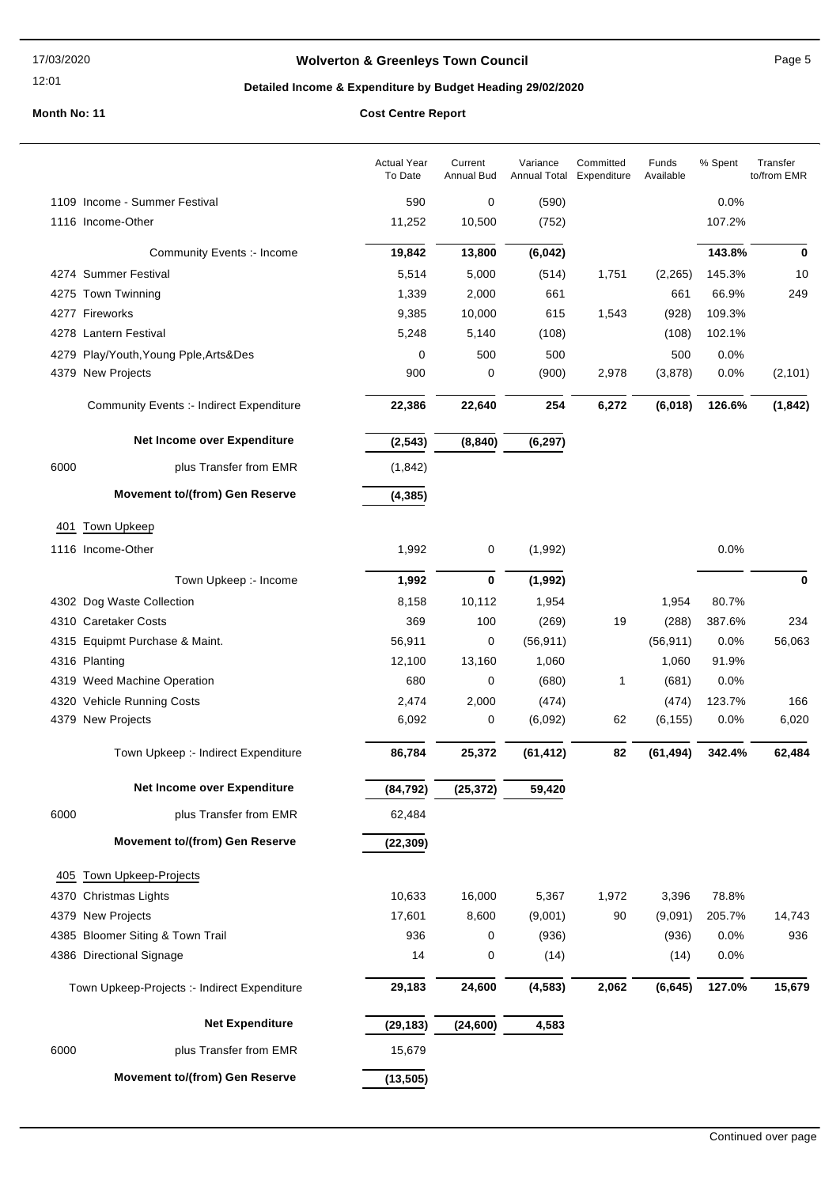**Detailed Income & Expenditure by Budget Heading 29/02/2020**

**Month No: 11** — **Cost Centre Report**

| | Actual Year To Date | Current Annual Bud | Variance Annual Total | Committed Expenditure | Funds Available | % Spent | Transfer to/from EMR |
|---|---|---|---|---|---|---|---|
| 1109 Income - Summer Festival | 590 | 0 | (590) | | | 0.0% | |
| 1116 Income-Other | 11,252 | 10,500 | (752) | | | 107.2% | |
| **Community Events :- Income** | **19,842** | **13,800** | **(6,042)** | | | **143.8%** | **0** |
| 4274 Summer Festival | 5,514 | 5,000 | (514) | 1,751 | (2,265) | 145.3% | 10 |
| 4275 Town Twinning | 1,339 | 2,000 | 661 | | 661 | 66.9% | 249 |
| 4277 Fireworks | 9,385 | 10,000 | 615 | 1,543 | (928) | 109.3% | |
| 4278 Lantern Festival | 5,248 | 5,140 | (108) | | (108) | 102.1% | |
| 4279 Play/Youth,Young Pple,Arts&Des | 0 | 500 | 500 | | 500 | 0.0% | |
| 4379 New Projects | 900 | 0 | (900) | 2,978 | (3,878) | 0.0% | (2,101) |
| **Community Events :- Indirect Expenditure** | **22,386** | **22,640** | **254** | **6,272** | **(6,018)** | **126.6%** | **(1,842)** |
| **Net Income over Expenditure** | **(2,543)** | **(8,840)** | **(6,297)** | | | | |
| 6000 plus Transfer from EMR | (1,842) | | | | | | |
| **Movement to/(from) Gen Reserve** | **(4,385)** | | | | | | |

**401 Town Upkeep**

| | Actual Year To Date | Current Annual Bud | Variance Annual Total | Committed Expenditure | Funds Available | % Spent | Transfer to/from EMR |
|---|---|---|---|---|---|---|---|
| 1116 Income-Other | 1,992 | 0 | (1,992) | | | 0.0% | |
| **Town Upkeep :- Income** | **1,992** | **0** | **(1,992)** | | | | **0** |
| 4302 Dog Waste Collection | 8,158 | 10,112 | 1,954 | | 1,954 | 80.7% | |
| 4310 Caretaker Costs | 369 | 100 | (269) | 19 | (288) | 387.6% | 234 |
| 4315 Equipmt Purchase & Maint. | 56,911 | 0 | (56,911) | | (56,911) | 0.0% | 56,063 |
| 4316 Planting | 12,100 | 13,160 | 1,060 | | 1,060 | 91.9% | |
| 4319 Weed Machine Operation | 680 | 0 | (680) | 1 | (681) | 0.0% | |
| 4320 Vehicle Running Costs | 2,474 | 2,000 | (474) | | (474) | 123.7% | 166 |
| 4379 New Projects | 6,092 | 0 | (6,092) | 62 | (6,155) | 0.0% | 6,020 |
| **Town Upkeep :- Indirect Expenditure** | **86,784** | **25,372** | **(61,412)** | **82** | **(61,494)** | **342.4%** | **62,484** |
| **Net Income over Expenditure** | **(84,792)** | **(25,372)** | **59,420** | | | | |
| 6000 plus Transfer from EMR | 62,484 | | | | | | |
| **Movement to/(from) Gen Reserve** | **(22,309)** | | | | | | |

**405 Town Upkeep-Projects**

| | Actual Year To Date | Current Annual Bud | Variance Annual Total | Committed Expenditure | Funds Available | % Spent | Transfer to/from EMR |
|---|---|---|---|---|---|---|---|
| 4370 Christmas Lights | 10,633 | 16,000 | 5,367 | 1,972 | 3,396 | 78.8% | |
| 4379 New Projects | 17,601 | 8,600 | (9,001) | 90 | (9,091) | 205.7% | 14,743 |
| 4385 Bloomer Siting & Town Trail | 936 | 0 | (936) | | (936) | 0.0% | 936 |
| 4386 Directional Signage | 14 | 0 | (14) | | (14) | 0.0% | |
| **Town Upkeep-Projects :- Indirect Expenditure** | **29,183** | **24,600** | **(4,583)** | **2,062** | **(6,645)** | **127.0%** | **15,679** |
| **Net Expenditure** | **(29,183)** | **(24,600)** | **4,583** | | | | |
| 6000 plus Transfer from EMR | 15,679 | | | | | | |
| **Movement to/(from) Gen Reserve** | **(13,505)** | | | | | | |

Continued over page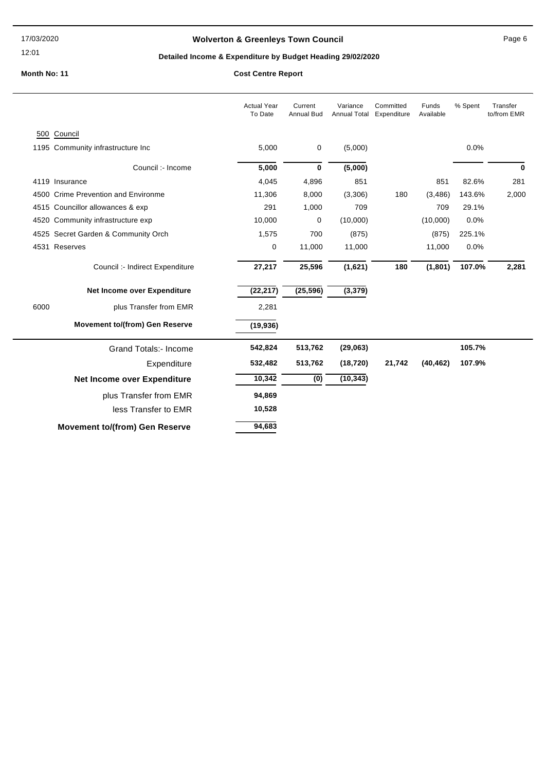**17/03/2020**
**12:01**

# Wolverton & Greenleys Town Council

## Detailed Income & Expenditure by Budget Heading 29/02/2020

**Month No: 11** **Cost Centre Report**

| | Actual Year To Date | Current Annual Bud | Variance Annual Total | Committed Expenditure | Funds Available | % Spent | Transfer to/from EMR |
|---|---|---|---|---|---|---|---|
| **500 Council** | | | | | | | |
| 1195 Community infrastructure Inc | 5,000 | 0 | (5,000) | | | 0.0% | |
| Council :- Income | **5,000** | **0** | **(5,000)** | | | | **0** |
| 4119 Insurance | 4,045 | 4,896 | 851 | | 851 | 82.6% | 281 |
| 4500 Crime Prevention and Environme | 11,306 | 8,000 | (3,306) | 180 | (3,486) | 143.6% | 2,000 |
| 4515 Councillor allowances & exp | 291 | 1,000 | 709 | | 709 | 29.1% | |
| 4520 Community infrastructure exp | 10,000 | 0 | (10,000) | | (10,000) | 0.0% | |
| 4525 Secret Garden & Community Orch | 1,575 | 700 | (875) | | (875) | 225.1% | |
| 4531 Reserves | 0 | 11,000 | 11,000 | | 11,000 | 0.0% | |
| Council :- Indirect Expenditure | **27,217** | **25,596** | **(1,621)** | **180** | **(1,801)** | **107.0%** | **2,281** |
| **Net Income over Expenditure** | **(22,217)** | **(25,596)** | **(3,379)** | | | | |
| 6000 plus Transfer from EMR | 2,281 | | | | | | |
| **Movement to/(from) Gen Reserve** | **(19,936)** | | | | | | |
| Grand Totals:- Income | **542,824** | **513,762** | **(29,063)** | | | **105.7%** | |
| Expenditure | **532,482** | **513,762** | **(18,720)** | **21,742** | **(40,462)** | **107.9%** | |
| **Net Income over Expenditure** | **10,342** | **(0)** | **(10,343)** | | | | |
| plus Transfer from EMR | **94,869** | | | | | | |
| less Transfer to EMR | **10,528** | | | | | | |
| **Movement to/(from) Gen Reserve** | **94,683** | | | | | | |